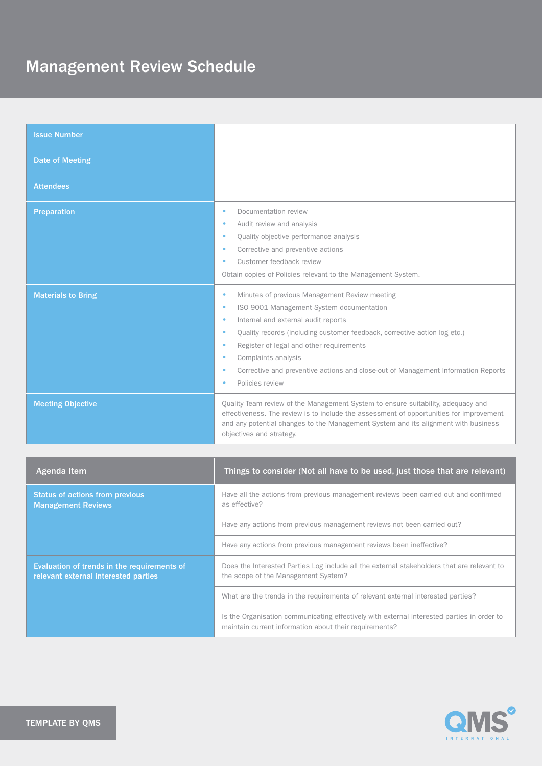# Management Review Schedule

| | |
|---|---|
| **Issue Number** | |
| **Date of Meeting** | |
| **Attendees** | |
| **Preparation** | • Documentation review<br>• Audit review and analysis<br>• Quality objective performance analysis<br>• Corrective and preventive actions<br>• Customer feedback review<br>Obtain copies of Policies relevant to the Management System. |
| **Materials to Bring** | • Minutes of previous Management Review meeting<br>• ISO 9001 Management System documentation<br>• Internal and external audit reports<br>• Quality records (including customer feedback, corrective action log etc.)<br>• Register of legal and other requirements<br>• Complaints analysis<br>• Corrective and preventive actions and close-out of Management Information Reports<br>• Policies review |
| **Meeting Objective** | Quality Team review of the Management System to ensure suitability, adequacy and effectiveness. The review is to include the assessment of opportunities for improvement and any potential changes to the Management System and its alignment with business objectives and strategy. |

| Agenda Item | Things to consider (Not all have to be used, just those that are relevant) |
|---|---|
| **Status of actions from previous Management Reviews** | Have all the actions from previous management reviews been carried out and confirmed as effective? |
| | Have any actions from previous management reviews not been carried out? |
| | Have any actions from previous management reviews been ineffective? |
| **Evaluation of trends in the requirements of relevant external interested parties** | Does the Interested Parties Log include all the external stakeholders that are relevant to the scope of the Management System? |
| | What are the trends in the requirements of relevant external interested parties? |
| | Is the Organisation communicating effectively with external interested parties in order to maintain current information about their requirements? |

TEMPLATE BY QMS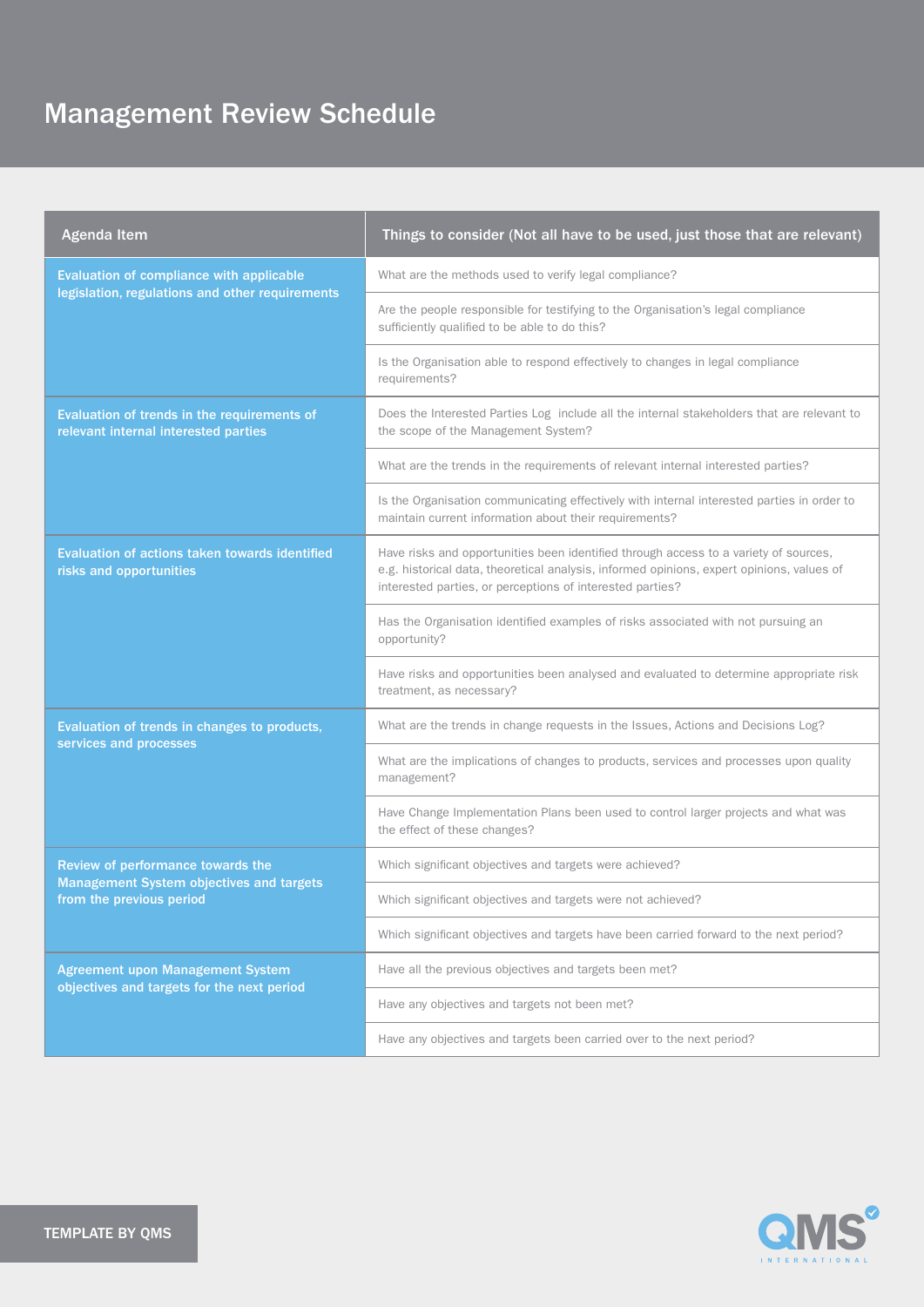# Management Review Schedule

| Agenda Item | Things to consider (Not all have to be used, just those that are relevant) |
|---|---|
| **Evaluation of compliance with applicable legislation, regulations and other requirements** | What are the methods used to verify legal compliance? |
| | Are the people responsible for testifying to the Organisation's legal compliance sufficiently qualified to be able to do this? |
| | Is the Organisation able to respond effectively to changes in legal compliance requirements? |
| **Evaluation of trends in the requirements of relevant internal interested parties** | Does the Interested Parties Log include all the internal stakeholders that are relevant to the scope of the Management System? |
| | What are the trends in the requirements of relevant internal interested parties? |
| | Is the Organisation communicating effectively with internal interested parties in order to maintain current information about their requirements? |
| **Evaluation of actions taken towards identified risks and opportunities** | Have risks and opportunities been identified through access to a variety of sources, e.g. historical data, theoretical analysis, informed opinions, expert opinions, values of interested parties, or perceptions of interested parties? |
| | Has the Organisation identified examples of risks associated with not pursuing an opportunity? |
| | Have risks and opportunities been analysed and evaluated to determine appropriate risk treatment, as necessary? |
| **Evaluation of trends in changes to products, services and processes** | What are the trends in change requests in the Issues, Actions and Decisions Log? |
| | What are the implications of changes to products, services and processes upon quality management? |
| | Have Change Implementation Plans been used to control larger projects and what was the effect of these changes? |
| **Review of performance towards the Management System objectives and targets from the previous period** | Which significant objectives and targets were achieved? |
| | Which significant objectives and targets were not achieved? |
| | Which significant objectives and targets have been carried forward to the next period? |
| **Agreement upon Management System objectives and targets for the next period** | Have all the previous objectives and targets been met? |
| | Have any objectives and targets not been met? |
| | Have any objectives and targets been carried over to the next period? |

TEMPLATE BY QMS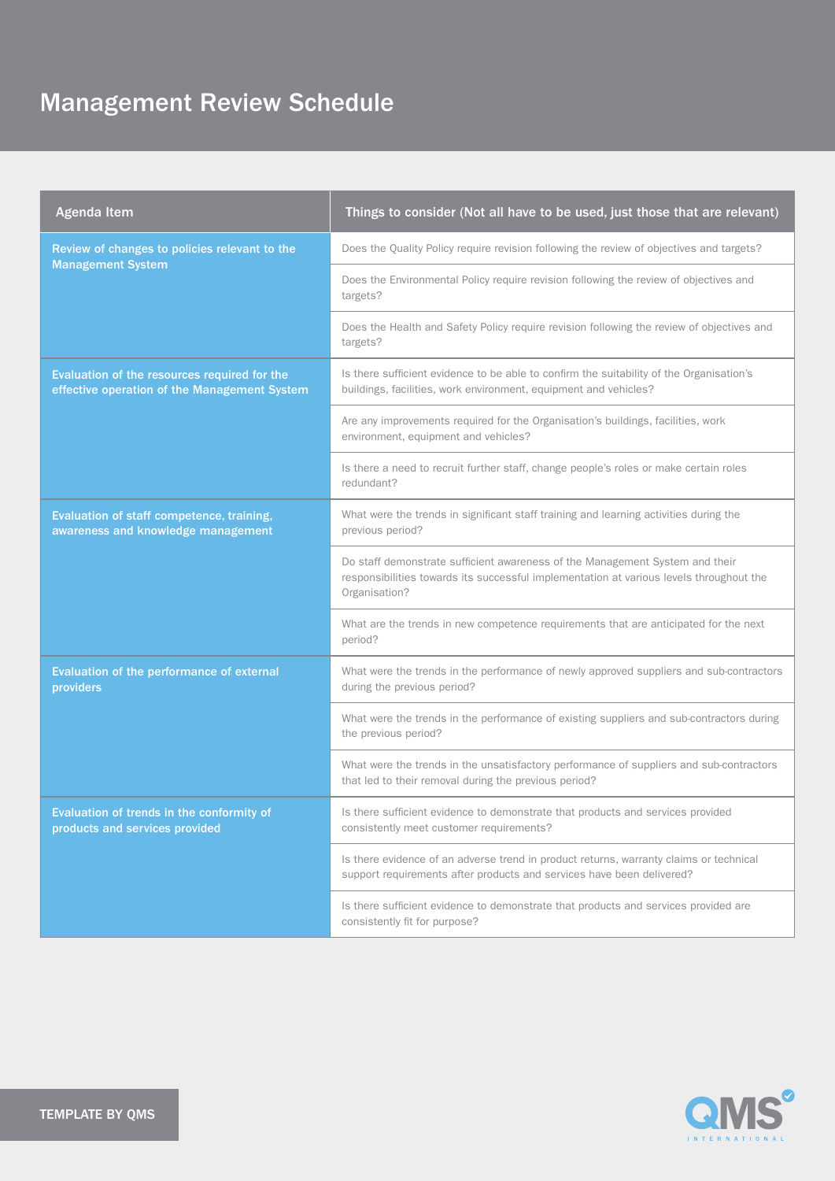# Management Review Schedule

| Agenda Item | Things to consider (Not all have to be used, just those that are relevant) |
|---|---|
| **Review of changes to policies relevant to the Management System** | Does the Quality Policy require revision following the review of objectives and targets? |
| | Does the Environmental Policy require revision following the review of objectives and targets? |
| | Does the Health and Safety Policy require revision following the review of objectives and targets? |
| **Evaluation of the resources required for the effective operation of the Management System** | Is there sufficient evidence to be able to confirm the suitability of the Organisation's buildings, facilities, work environment, equipment and vehicles? |
| | Are any improvements required for the Organisation's buildings, facilities, work environment, equipment and vehicles? |
| | Is there a need to recruit further staff, change people's roles or make certain roles redundant? |
| **Evaluation of staff competence, training, awareness and knowledge management** | What were the trends in significant staff training and learning activities during the previous period? |
| | Do staff demonstrate sufficient awareness of the Management System and their responsibilities towards its successful implementation at various levels throughout the Organisation? |
| | What are the trends in new competence requirements that are anticipated for the next period? |
| **Evaluation of the performance of external providers** | What were the trends in the performance of newly approved suppliers and sub-contractors during the previous period? |
| | What were the trends in the performance of existing suppliers and sub-contractors during the previous period? |
| | What were the trends in the unsatisfactory performance of suppliers and sub-contractors that led to their removal during the previous period? |
| **Evaluation of trends in the conformity of products and services provided** | Is there sufficient evidence to demonstrate that products and services provided consistently meet customer requirements? |
| | Is there evidence of an adverse trend in product returns, warranty claims or technical support requirements after products and services have been delivered? |
| | Is there sufficient evidence to demonstrate that products and services provided are consistently fit for purpose? |

TEMPLATE BY QMS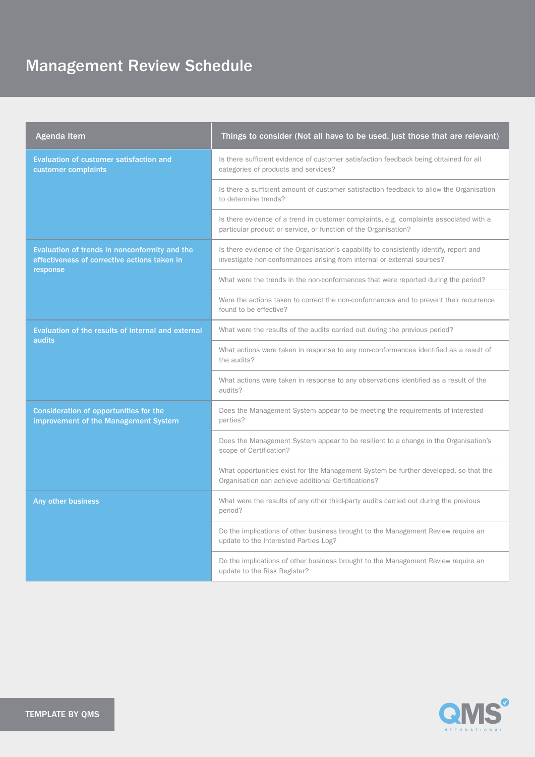# Management Review Schedule

| Agenda Item | Things to consider (Not all have to be used, just those that are relevant) |
|---|---|
| **Evaluation of customer satisfaction and customer complaints** | Is there sufficient evidence of customer satisfaction feedback being obtained for all categories of products and services? |
| | Is there a sufficient amount of customer satisfaction feedback to allow the Organisation to determine trends? |
| | Is there evidence of a trend in customer complaints, e.g. complaints associated with a particular product or service, or function of the Organisation? |
| **Evaluation of trends in nonconformity and the effectiveness of corrective actions taken in response** | Is there evidence of the Organisation's capability to consistently identify, report and investigate non-conformances arising from internal or external sources? |
| | What were the trends in the non-conformances that were reported during the period? |
| | Were the actions taken to correct the non-conformances and to prevent their recurrence found to be effective? |
| **Evaluation of the results of internal and external audits** | What were the results of the audits carried out during the previous period? |
| | What actions were taken in response to any non-conformances identified as a result of the audits? |
| | What actions were taken in response to any observations identified as a result of the audits? |
| **Consideration of opportunities for the improvement of the Management System** | Does the Management System appear to be meeting the requirements of interested parties? |
| | Does the Management System appear to be resilient to a change in the Organisation's scope of Certification? |
| | What opportunities exist for the Management System be further developed, so that the Organisation can achieve additional Certifications? |
| **Any other business** | What were the results of any other third-party audits carried out during the previous period? |
| | Do the implications of other business brought to the Management Review require an update to the Interested Parties Log? |
| | Do the implications of other business brought to the Management Review require an update to the Risk Register? |

TEMPLATE BY QMS

QMS INTERNATIONAL